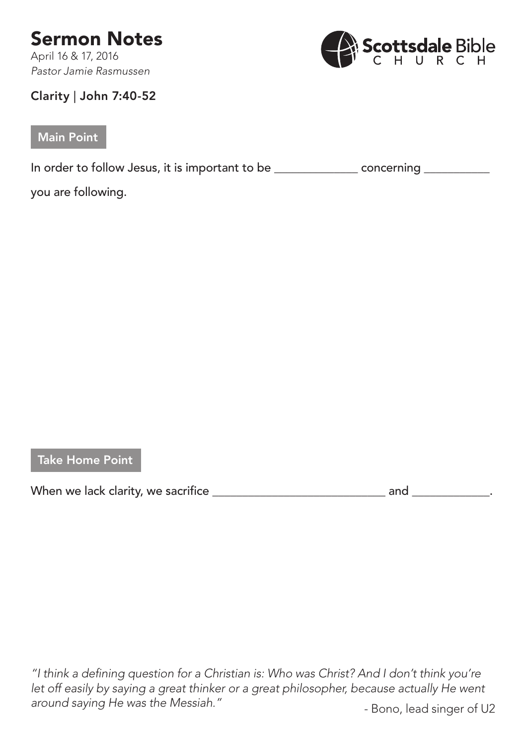# Sermon Notes

April 16 & 17, 2016
*Pastor Jamie Rasmussen*

Scottsdale Bible CHURCH

**Clarity | John 7:40-52**

## Main Point

In order to follow Jesus, it is important to be _____________ concerning __________ you are following.

## Take Home Point

When we lack clarity, we sacrifice ___________________________ and ____________.

*"I think a defining question for a Christian is: Who was Christ? And I don't think you're let off easily by saying a great thinker or a great philosopher, because actually He went around saying He was the Messiah."*

- Bono, lead singer of U2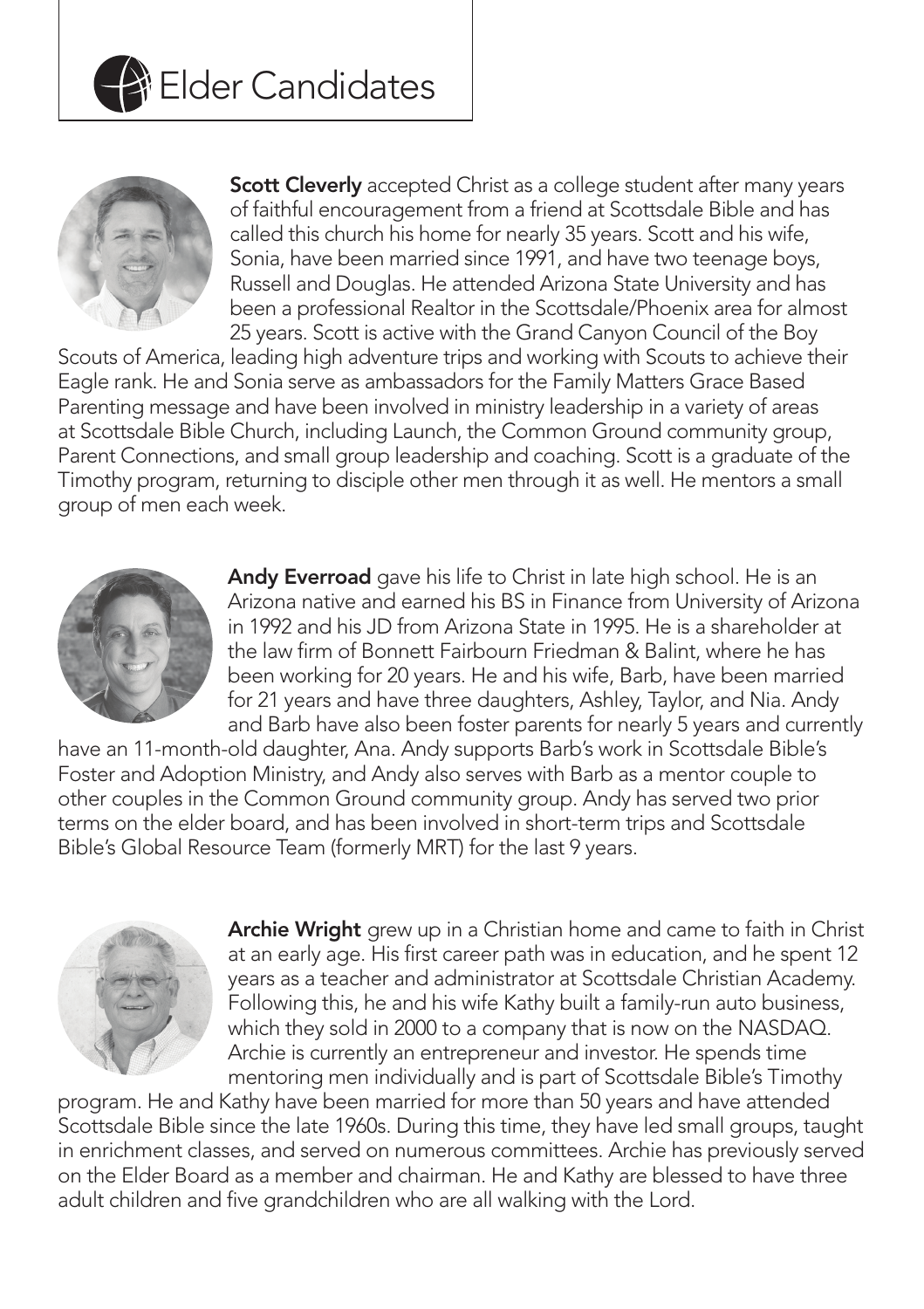# Elder Candidates

**Scott Cleverly** accepted Christ as a college student after many years of faithful encouragement from a friend at Scottsdale Bible and has called this church his home for nearly 35 years. Scott and his wife, Sonia, have been married since 1991, and have two teenage boys, Russell and Douglas. He attended Arizona State University and has been a professional Realtor in the Scottsdale/Phoenix area for almost 25 years. Scott is active with the Grand Canyon Council of the Boy Scouts of America, leading high adventure trips and working with Scouts to achieve their Eagle rank. He and Sonia serve as ambassadors for the Family Matters Grace Based Parenting message and have been involved in ministry leadership in a variety of areas at Scottsdale Bible Church, including Launch, the Common Ground community group, Parent Connections, and small group leadership and coaching. Scott is a graduate of the Timothy program, returning to disciple other men through it as well. He mentors a small group of men each week.

**Andy Everroad** gave his life to Christ in late high school. He is an Arizona native and earned his BS in Finance from University of Arizona in 1992 and his JD from Arizona State in 1995. He is a shareholder at the law firm of Bonnett Fairbourn Friedman & Balint, where he has been working for 20 years. He and his wife, Barb, have been married for 21 years and have three daughters, Ashley, Taylor, and Nia. Andy and Barb have also been foster parents for nearly 5 years and currently have an 11-month-old daughter, Ana. Andy supports Barb's work in Scottsdale Bible's Foster and Adoption Ministry, and Andy also serves with Barb as a mentor couple to other couples in the Common Ground community group. Andy has served two prior terms on the elder board, and has been involved in short-term trips and Scottsdale Bible's Global Resource Team (formerly MRT) for the last 9 years.

**Archie Wright** grew up in a Christian home and came to faith in Christ at an early age. His first career path was in education, and he spent 12 years as a teacher and administrator at Scottsdale Christian Academy. Following this, he and his wife Kathy built a family-run auto business, which they sold in 2000 to a company that is now on the NASDAQ. Archie is currently an entrepreneur and investor. He spends time mentoring men individually and is part of Scottsdale Bible's Timothy program. He and Kathy have been married for more than 50 years and have attended Scottsdale Bible since the late 1960s. During this time, they have led small groups, taught in enrichment classes, and served on numerous committees. Archie has previously served on the Elder Board as a member and chairman. He and Kathy are blessed to have three adult children and five grandchildren who are all walking with the Lord.